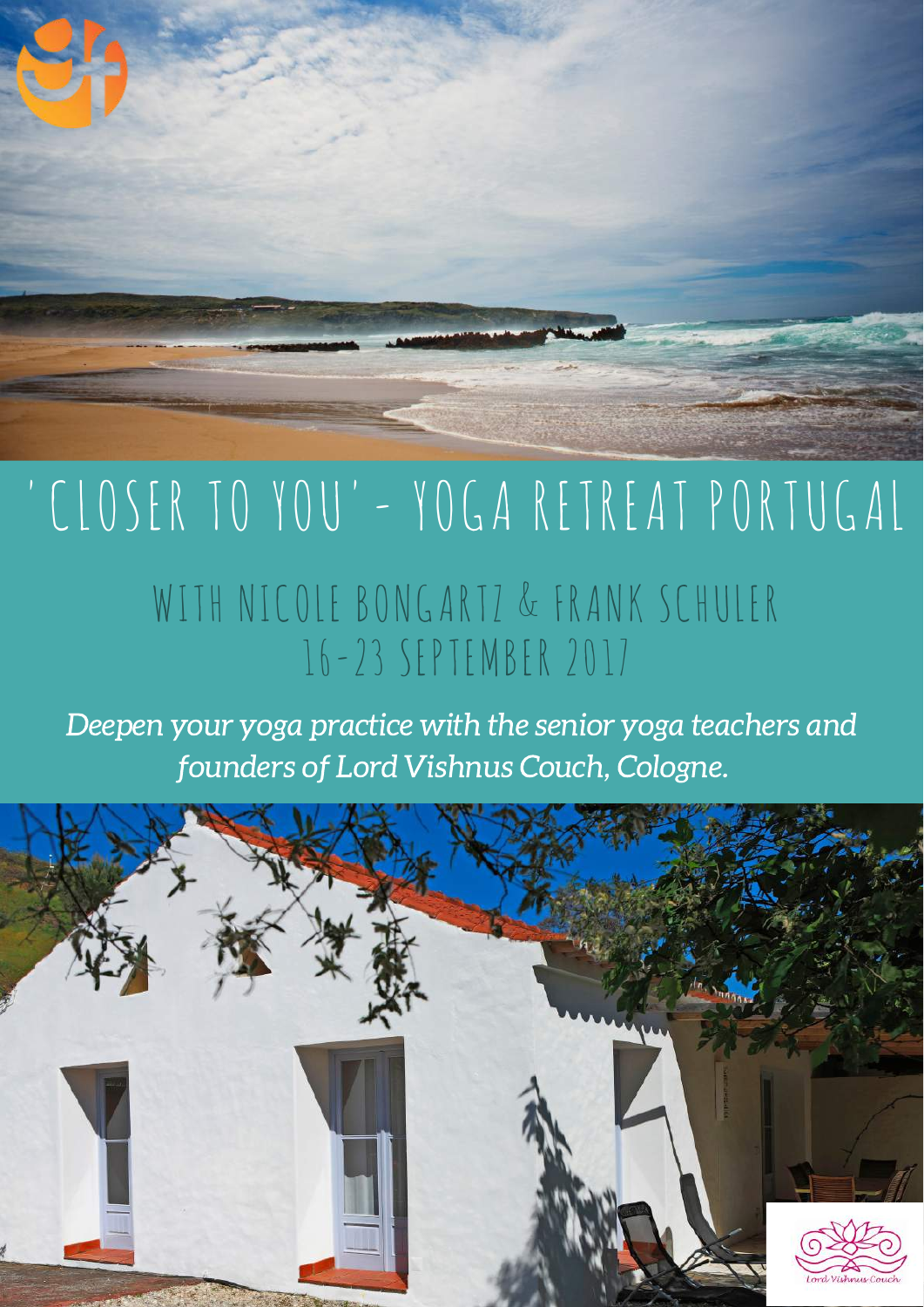# 'CLOSER TO YOU' - YOGA RETREAT PORTUGAL

## WITH NICOLE BONGARTZ & FRANK SCHULER
## 16-23 SEPTEMBER 2017

*Deepen your yoga practice with the senior yoga teachers and founders of Lord Vishnus Couch, Cologne.*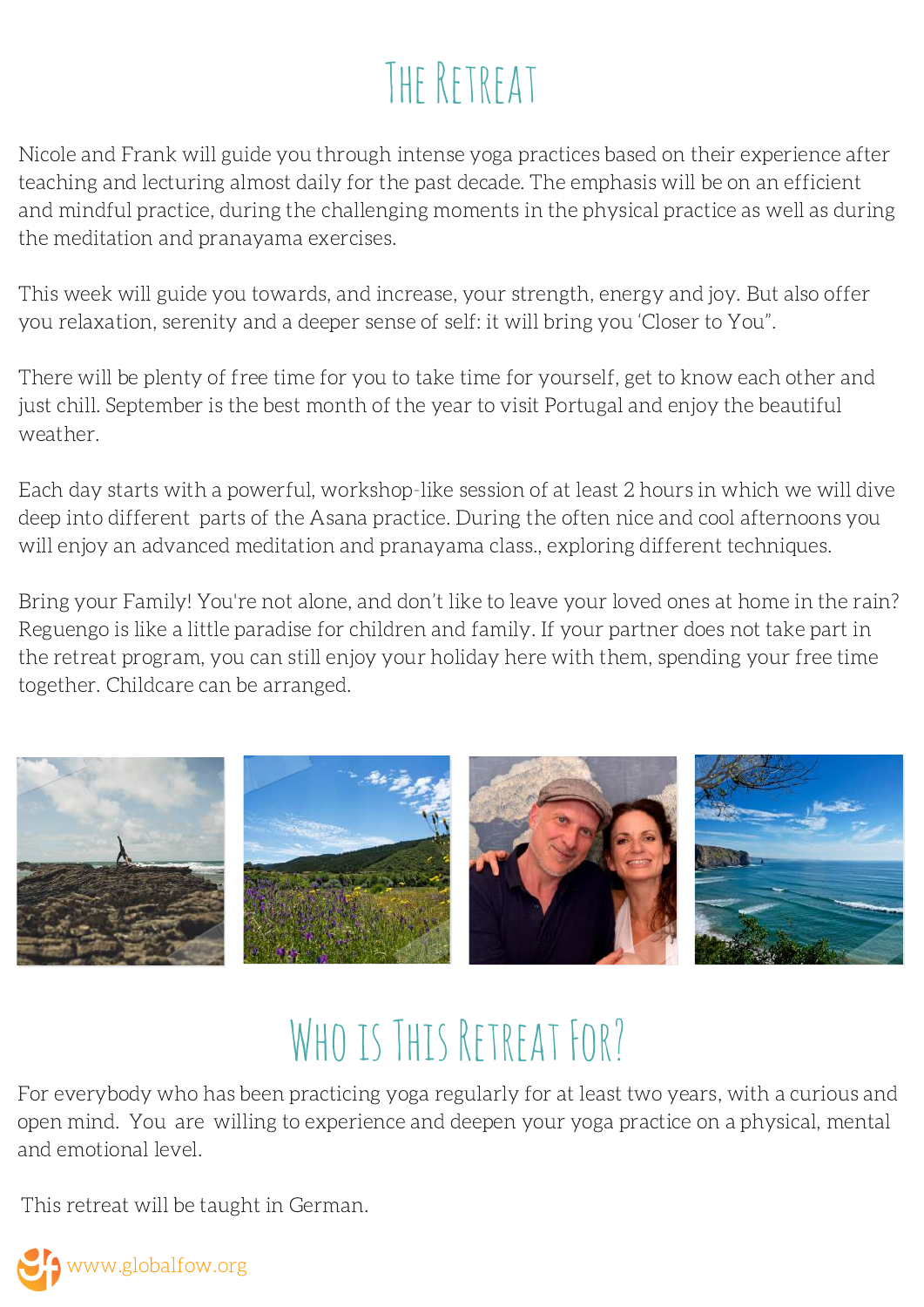# The Retreat

Nicole and Frank will guide you through intense yoga practices based on their experience after teaching and lecturing almost daily for the past decade. The emphasis will be on an efficient and mindful practice, during the challenging moments in the physical practice as well as during the meditation and pranayama exercises.

This week will guide you towards, and increase, your strength, energy and joy. But also offer you relaxation, serenity and a deeper sense of self: it will bring you 'Closer to You".

There will be plenty of free time for you to take time for yourself, get to know each other and just chill. September is the best month of the year to visit Portugal and enjoy the beautiful weather.

Each day starts with a powerful, workshop-like session of at least 2 hours in which we will dive deep into different parts of the Asana practice. During the often nice and cool afternoons you will enjoy an advanced meditation and pranayama class., exploring different techniques.

Bring your Family! You're not alone, and don't like to leave your loved ones at home in the rain? Reguengo is like a little paradise for children and family. If your partner does not take part in the retreat program, you can still enjoy your holiday here with them, spending your free time together. Childcare can be arranged.

# Who is This Retreat For?

For everybody who has been practicing yoga regularly for at least two years, with a curious and open mind. You are willing to experience and deepen your yoga practice on a physical, mental and emotional level.

This retreat will be taught in German.

www.globalfow.org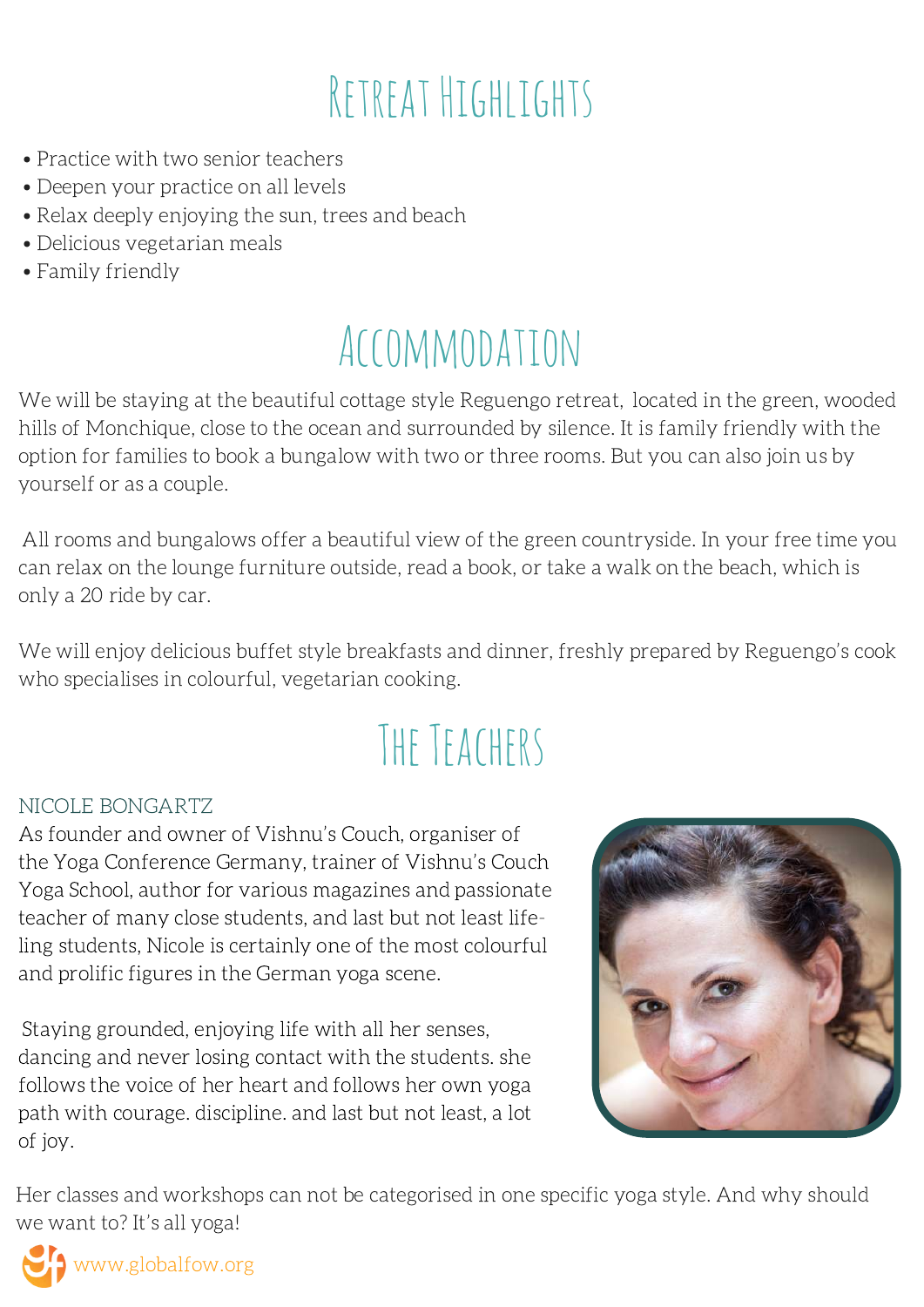# Retreat Highlights

- Practice with two senior teachers
- Deepen your practice on all levels
- Relax deeply enjoying the sun, trees and beach
- Delicious vegetarian meals
- Family friendly

# Accommodation

We will be staying at the beautiful cottage style Reguengo retreat, located in the green, wooded hills of Monchique, close to the ocean and surrounded by silence. It is family friendly with the option for families to book a bungalow with two or three rooms. But you can also join us by yourself or as a couple.

All rooms and bungalows offer a beautiful view of the green countryside. In your free time you can relax on the lounge furniture outside, read a book, or take a walk on the beach, which is only a 20 ride by car.

We will enjoy delicious buffet style breakfasts and dinner, freshly prepared by Reguengo's cook who specialises in colourful, vegetarian cooking.

# The Teachers

## NICOLE BONGARTZ

As founder and owner of Vishnu's Couch, organiser of the Yoga Conference Germany, trainer of Vishnu's Couch Yoga School, author for various magazines and passionate teacher of many close students, and last but not least life-ling students, Nicole is certainly one of the most colourful and prolific figures in the German yoga scene.

Staying grounded, enjoying life with all her senses, dancing and never losing contact with the students. she follows the voice of her heart and follows her own yoga path with courage. discipline. and last but not least, a lot of joy.

Her classes and workshops can not be categorised in one specific yoga style. And why should we want to? It's all yoga!

www.globalfow.org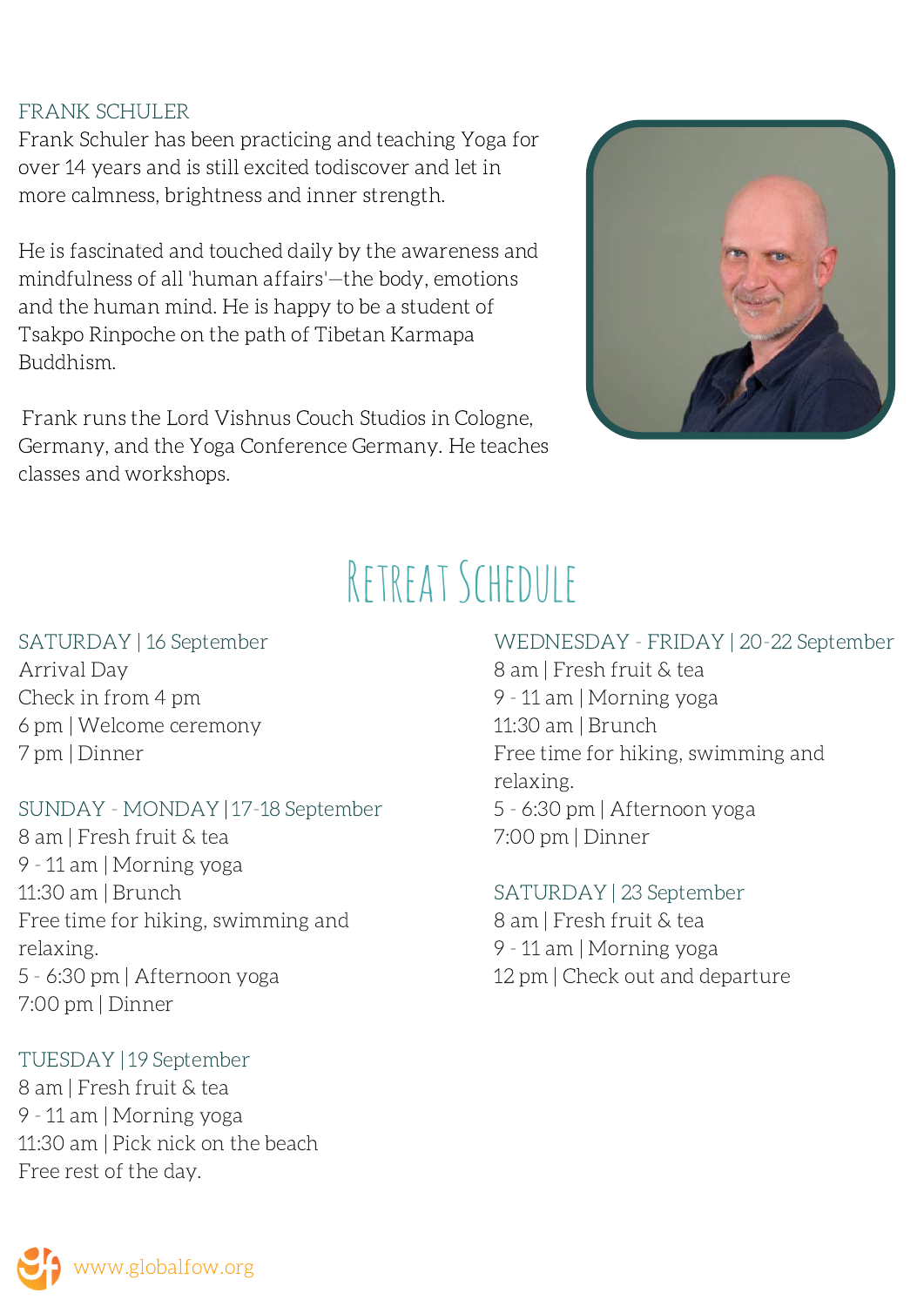### FRANK SCHULER

Frank Schuler has been practicing and teaching Yoga for over 14 years and is still excited todiscover and let in more calmness, brightness and inner strength.

He is fascinated and touched daily by the awareness and mindfulness of all 'human affairs'—the body, emotions and the human mind. He is happy to be a student of Tsakpo Rinpoche on the path of Tibetan Karmapa Buddhism.

Frank runs the Lord Vishnus Couch Studios in Cologne, Germany, and the Yoga Conference Germany. He teaches classes and workshops.

## Retreat Schedule

### SATURDAY | 16 September

Arrival Day
Check in from 4 pm
6 pm | Welcome ceremony
7 pm | Dinner

### SUNDAY - MONDAY | 17-18 September

8 am | Fresh fruit & tea
9 - 11 am | Morning yoga
11:30 am | Brunch
Free time for hiking, swimming and relaxing.
5 - 6:30 pm | Afternoon yoga
7:00 pm | Dinner

### TUESDAY | 19 September

8 am | Fresh fruit & tea
9 - 11 am | Morning yoga
11:30 am | Pick nick on the beach
Free rest of the day.

### WEDNESDAY - FRIDAY | 20-22 September

8 am | Fresh fruit & tea
9 - 11 am | Morning yoga
11:30 am | Brunch
Free time for hiking, swimming and relaxing.
5 - 6:30 pm | Afternoon yoga
7:00 pm | Dinner

### SATURDAY | 23 September

8 am | Fresh fruit & tea
9 - 11 am | Morning yoga
12 pm | Check out and departure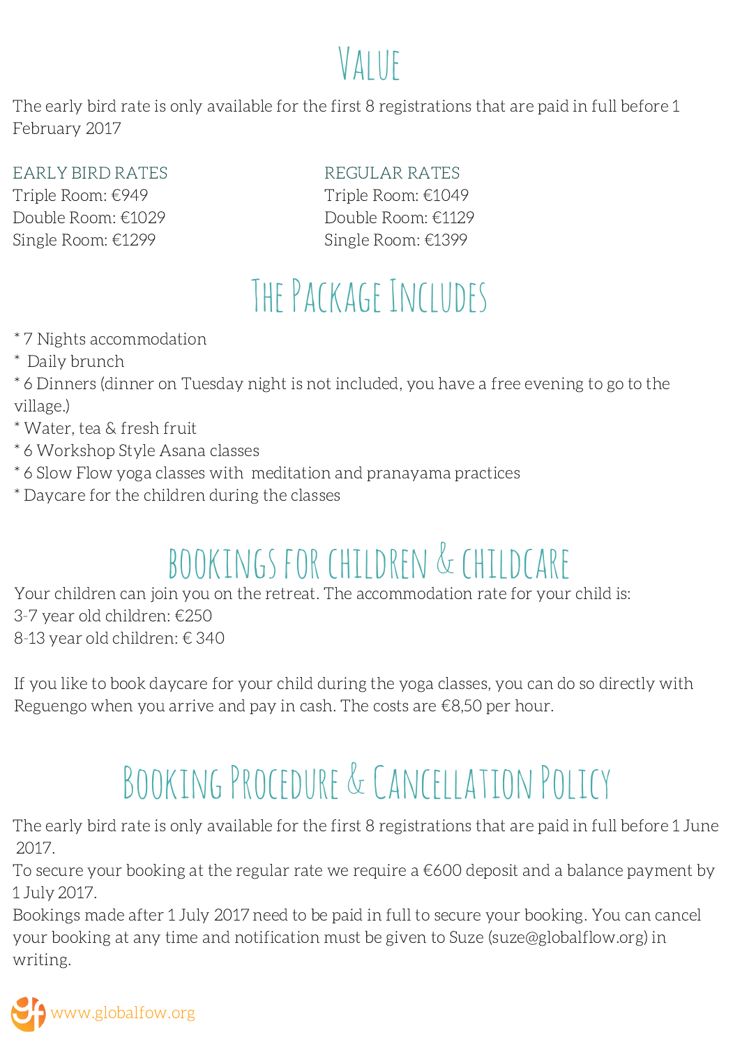# Value

The early bird rate is only available for the first 8 registrations that are paid in full before 1 February 2017

| EARLY BIRD RATES | REGULAR RATES |
| --- | --- |
| Triple Room: €949 | Triple Room: €1049 |
| Double Room: €1029 | Double Room: €1129 |
| Single Room: €1299 | Single Room: €1399 |

# The Package Includes

* 7 Nights accommodation
* Daily brunch
* 6 Dinners (dinner on Tuesday night is not included, you have a free evening to go to the village.)
* Water, tea & fresh fruit
* 6 Workshop Style Asana classes
* 6 Slow Flow yoga classes with meditation and pranayama practices
* Daycare for the children during the classes

# Bookings for Children & Childcare

Your children can join you on the retreat. The accommodation rate for your child is:
3-7 year old children: €250
8-13 year old children: € 340

If you like to book daycare for your child during the yoga classes, you can do so directly with Reguengo when you arrive and pay in cash. The costs are €8,50 per hour.

# Booking Procedure & Cancellation Policy

The early bird rate is only available for the first 8 registrations that are paid in full before 1 June 2017.
To secure your booking at the regular rate we require a €600 deposit and a balance payment by 1 July 2017.
Bookings made after 1 July 2017 need to be paid in full to secure your booking. You can cancel your booking at any time and notification must be given to Suze (suze@globalflow.org) in writing.

www.globalfow.org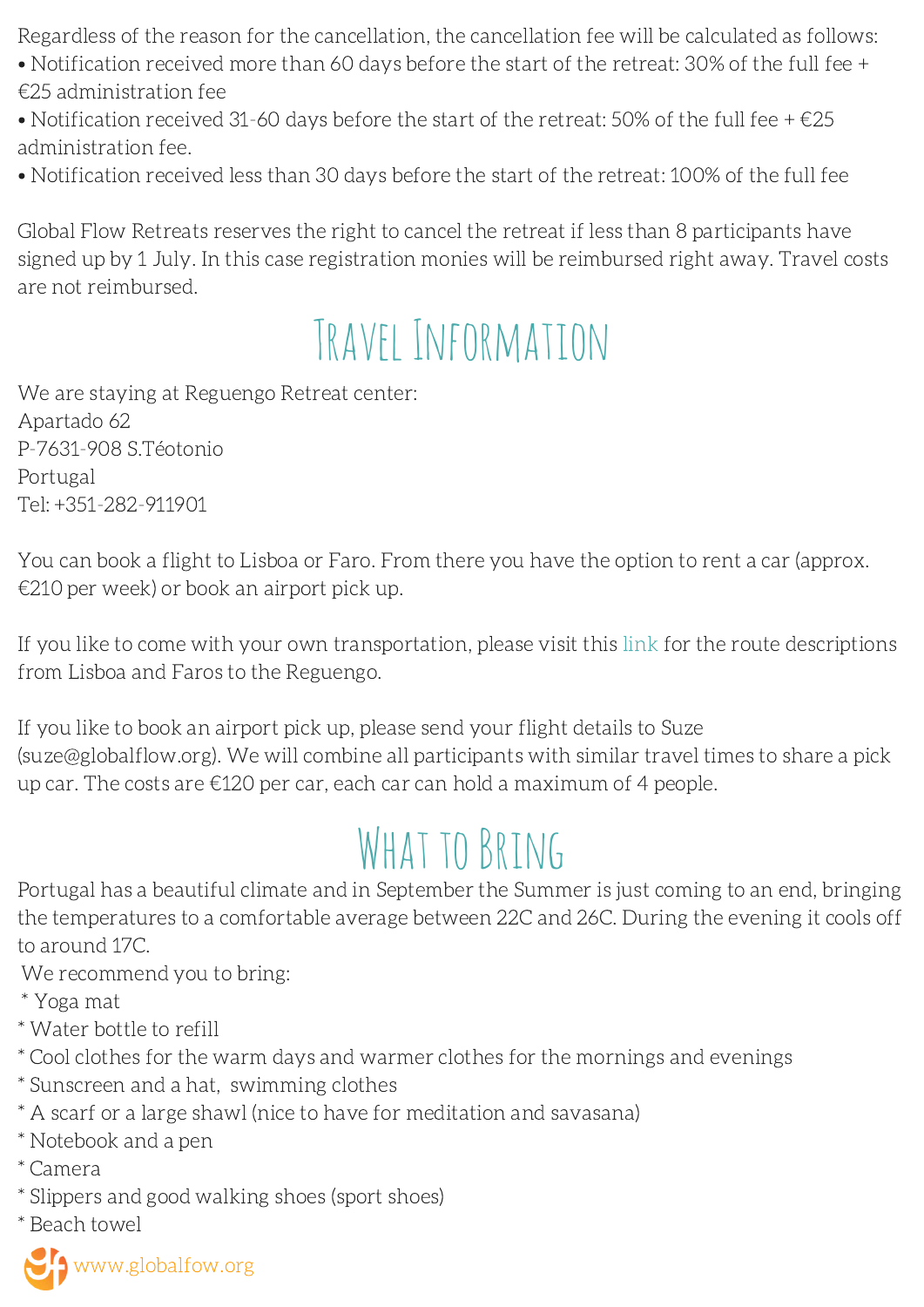Regardless of the reason for the cancellation, the cancellation fee will be calculated as follows:

- Notification received more than 60 days before the start of the retreat: 30% of the full fee + €25 administration fee
- Notification received 31-60 days before the start of the retreat: 50% of the full fee + €25 administration fee.
- Notification received less than 30 days before the start of the retreat: 100% of the full fee

Global Flow Retreats reserves the right to cancel the retreat if less than 8 participants have signed up by 1 July. In this case registration monies will be reimbursed right away. Travel costs are not reimbursed.

## Travel Information

We are staying at Reguengo Retreat center:
Apartado 62
P-7631-908 S.Téotonio
Portugal
Tel: +351-282-911901

You can book a flight to Lisboa or Faro. From there you have the option to rent a car (approx. €210 per week) or book an airport pick up.

If you like to come with your own transportation, please visit this link for the route descriptions from Lisboa and Faros to the Reguengo.

If you like to book an airport pick up, please send your flight details to Suze (suze@globalflow.org). We will combine all participants with similar travel times to share a pick up car. The costs are €120 per car, each car can hold a maximum of 4 people.

## What to Bring

Portugal has a beautiful climate and in September the Summer is just coming to an end, bringing the temperatures to a comfortable average between 22C and 26C. During the evening it cools off to around 17C.

We recommend you to bring:

* Yoga mat
* Water bottle to refill
* Cool clothes for the warm days and warmer clothes for the mornings and evenings
* Sunscreen and a hat, swimming clothes
* A scarf or a large shawl (nice to have for meditation and savasana)
* Notebook and a pen
* Camera
* Slippers and good walking shoes (sport shoes)
* Beach towel

www.globalfow.org